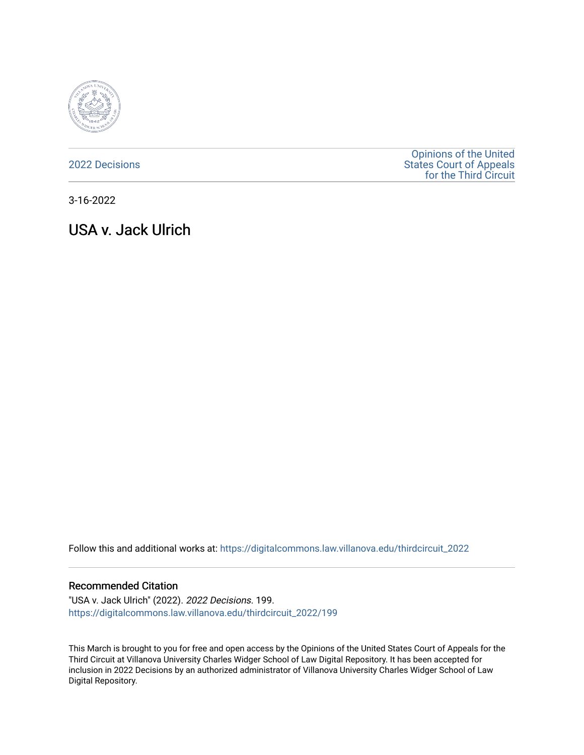2022 Decisions

Opinions of the United States Court of Appeals for the Third Circuit

3-16-2022

# USA v. Jack Ulrich

Follow this and additional works at: https://digitalcommons.law.villanova.edu/thirdcircuit_2022

### Recommended Citation

"USA v. Jack Ulrich" (2022). *2022 Decisions*. 199.
https://digitalcommons.law.villanova.edu/thirdcircuit_2022/199

This March is brought to you for free and open access by the Opinions of the United States Court of Appeals for the Third Circuit at Villanova University Charles Widger School of Law Digital Repository. It has been accepted for inclusion in 2022 Decisions by an authorized administrator of Villanova University Charles Widger School of Law Digital Repository.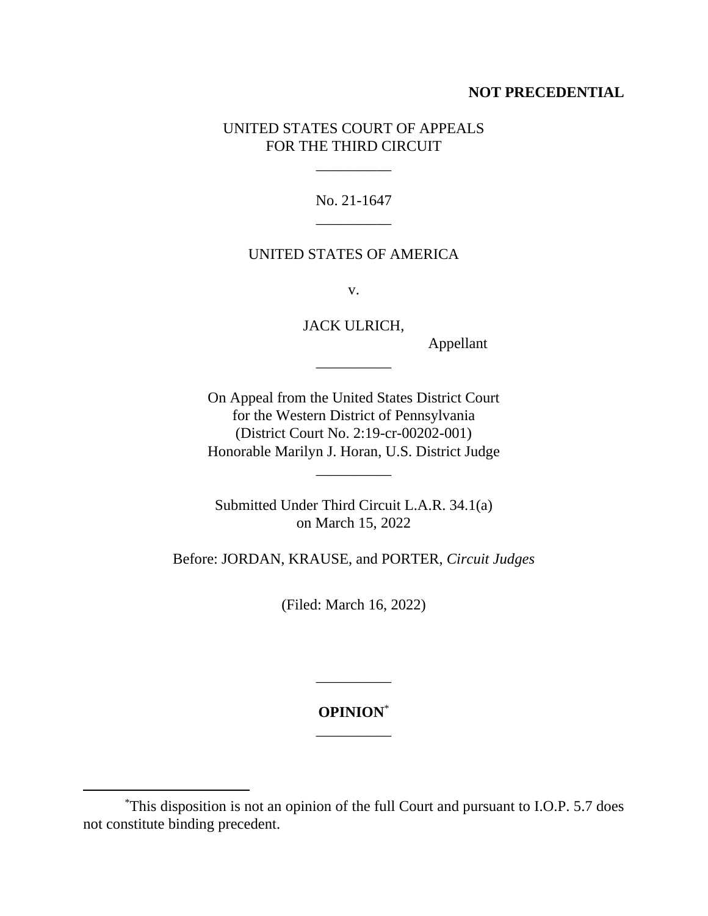**NOT PRECEDENTIAL**

UNITED STATES COURT OF APPEALS
FOR THE THIRD CIRCUIT

\_\_\_\_\_\_\_\_\_\_

No. 21-1647

\_\_\_\_\_\_\_\_\_\_

UNITED STATES OF AMERICA

v.

JACK ULRICH,
Appellant

\_\_\_\_\_\_\_\_\_\_

On Appeal from the United States District Court
for the Western District of Pennsylvania
(District Court No. 2:19-cr-00202-001)
Honorable Marilyn J. Horan, U.S. District Judge

\_\_\_\_\_\_\_\_\_\_

Submitted Under Third Circuit L.A.R. 34.1(a)
on March 15, 2022

Before: JORDAN, KRAUSE, and PORTER, *Circuit Judges*

(Filed: March 16, 2022)

\_\_\_\_\_\_\_\_\_\_

**OPINION**[*]

\_\_\_\_\_\_\_\_\_\_

[*]This disposition is not an opinion of the full Court and pursuant to I.O.P. 5.7 does not constitute binding precedent.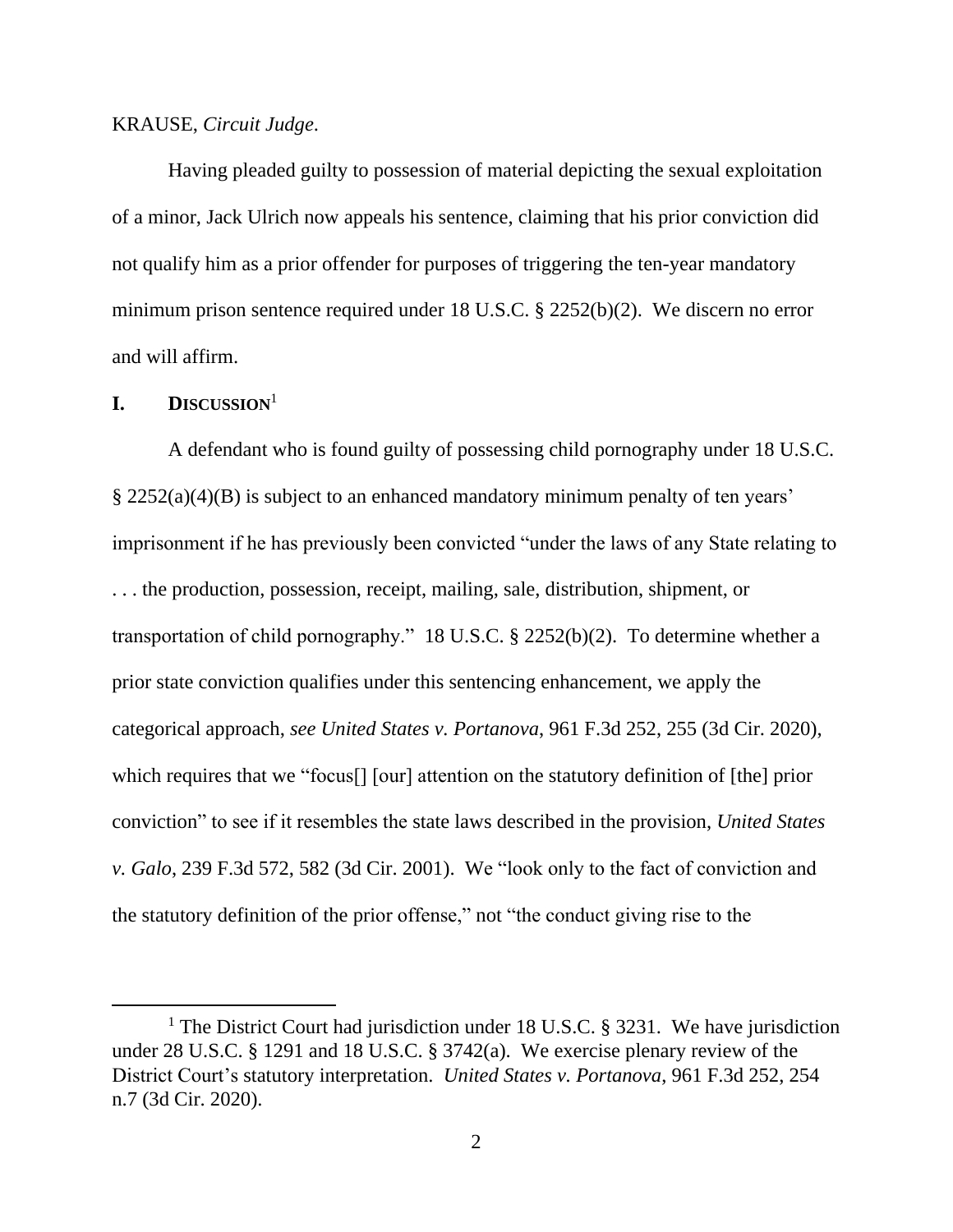KRAUSE, *Circuit Judge*.

Having pleaded guilty to possession of material depicting the sexual exploitation of a minor, Jack Ulrich now appeals his sentence, claiming that his prior conviction did not qualify him as a prior offender for purposes of triggering the ten-year mandatory minimum prison sentence required under 18 U.S.C. § 2252(b)(2). We discern no error and will affirm.

## I. DISCUSSION[1]

A defendant who is found guilty of possessing child pornography under 18 U.S.C. § 2252(a)(4)(B) is subject to an enhanced mandatory minimum penalty of ten years' imprisonment if he has previously been convicted "under the laws of any State relating to . . . the production, possession, receipt, mailing, sale, distribution, shipment, or transportation of child pornography." 18 U.S.C. § 2252(b)(2). To determine whether a prior state conviction qualifies under this sentencing enhancement, we apply the categorical approach, *see United States v. Portanova*, 961 F.3d 252, 255 (3d Cir. 2020), which requires that we "focus[] [our] attention on the statutory definition of [the] prior conviction" to see if it resembles the state laws described in the provision, *United States v. Galo*, 239 F.3d 572, 582 (3d Cir. 2001). We "look only to the fact of conviction and the statutory definition of the prior offense," not "the conduct giving rise to the

[1] The District Court had jurisdiction under 18 U.S.C. § 3231. We have jurisdiction under 28 U.S.C. § 1291 and 18 U.S.C. § 3742(a). We exercise plenary review of the District Court's statutory interpretation. *United States v. Portanova*, 961 F.3d 252, 254 n.7 (3d Cir. 2020).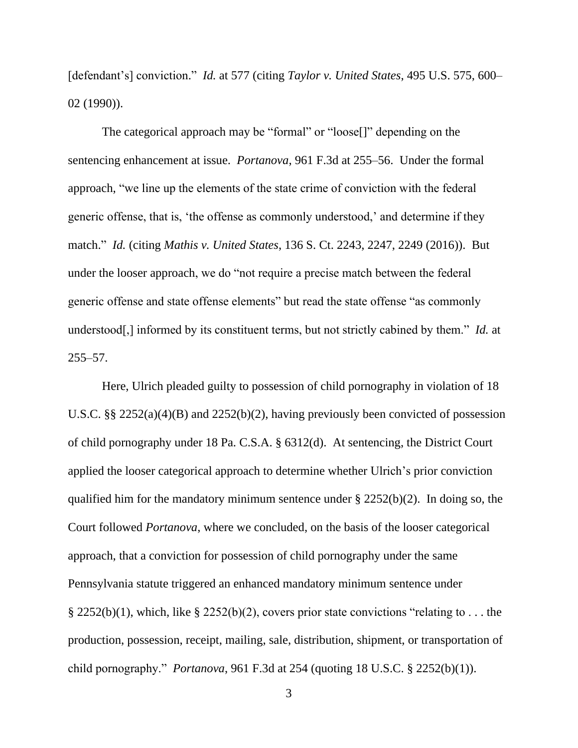[defendant's] conviction." *Id.* at 577 (citing *Taylor v. United States*, 495 U.S. 575, 600–02 (1990)).

The categorical approach may be "formal" or "loose[]" depending on the sentencing enhancement at issue. *Portanova*, 961 F.3d at 255–56. Under the formal approach, "we line up the elements of the state crime of conviction with the federal generic offense, that is, 'the offense as commonly understood,' and determine if they match." *Id.* (citing *Mathis v. United States*, 136 S. Ct. 2243, 2247, 2249 (2016)). But under the looser approach, we do "not require a precise match between the federal generic offense and state offense elements" but read the state offense "as commonly understood[,] informed by its constituent terms, but not strictly cabined by them." *Id.* at 255–57.

Here, Ulrich pleaded guilty to possession of child pornography in violation of 18 U.S.C. §§ 2252(a)(4)(B) and 2252(b)(2), having previously been convicted of possession of child pornography under 18 Pa. C.S.A. § 6312(d). At sentencing, the District Court applied the looser categorical approach to determine whether Ulrich's prior conviction qualified him for the mandatory minimum sentence under § 2252(b)(2). In doing so, the Court followed *Portanova*, where we concluded, on the basis of the looser categorical approach, that a conviction for possession of child pornography under the same Pennsylvania statute triggered an enhanced mandatory minimum sentence under § 2252(b)(1), which, like § 2252(b)(2), covers prior state convictions "relating to . . . the production, possession, receipt, mailing, sale, distribution, shipment, or transportation of child pornography." *Portanova*, 961 F.3d at 254 (quoting 18 U.S.C. § 2252(b)(1)).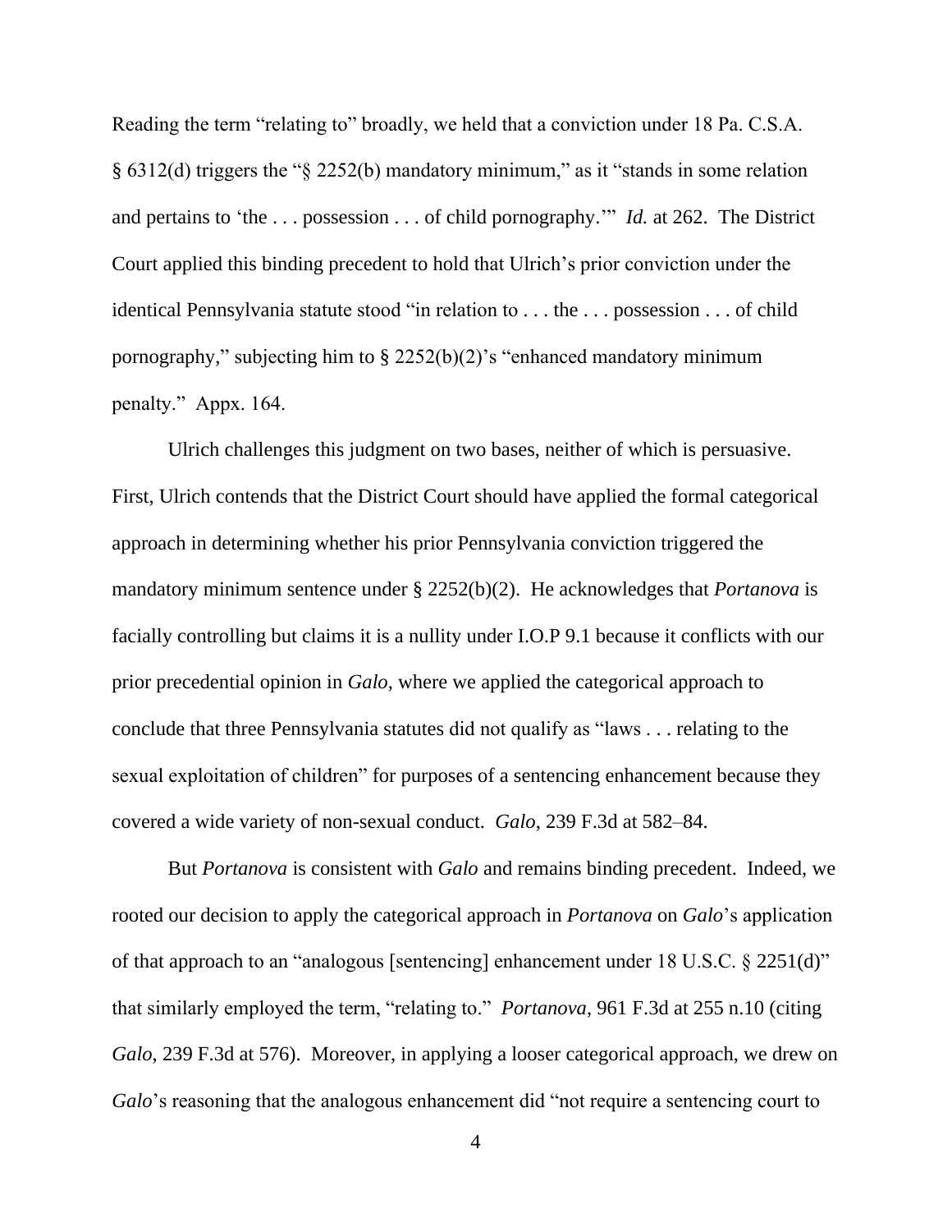Reading the term "relating to" broadly, we held that a conviction under 18 Pa. C.S.A. § 6312(d) triggers the "§ 2252(b) mandatory minimum," as it "stands in some relation and pertains to 'the . . . possession . . . of child pornography.'" *Id.* at 262. The District Court applied this binding precedent to hold that Ulrich's prior conviction under the identical Pennsylvania statute stood "in relation to . . . the . . . possession . . . of child pornography," subjecting him to § 2252(b)(2)'s "enhanced mandatory minimum penalty." Appx. 164.

Ulrich challenges this judgment on two bases, neither of which is persuasive. First, Ulrich contends that the District Court should have applied the formal categorical approach in determining whether his prior Pennsylvania conviction triggered the mandatory minimum sentence under § 2252(b)(2). He acknowledges that *Portanova* is facially controlling but claims it is a nullity under I.O.P 9.1 because it conflicts with our prior precedential opinion in *Galo*, where we applied the categorical approach to conclude that three Pennsylvania statutes did not qualify as "laws . . . relating to the sexual exploitation of children" for purposes of a sentencing enhancement because they covered a wide variety of non-sexual conduct. *Galo*, 239 F.3d at 582–84.

But *Portanova* is consistent with *Galo* and remains binding precedent. Indeed, we rooted our decision to apply the categorical approach in *Portanova* on *Galo*'s application of that approach to an "analogous [sentencing] enhancement under 18 U.S.C. § 2251(d)" that similarly employed the term, "relating to." *Portanova*, 961 F.3d at 255 n.10 (citing *Galo*, 239 F.3d at 576). Moreover, in applying a looser categorical approach, we drew on *Galo*'s reasoning that the analogous enhancement did "not require a sentencing court to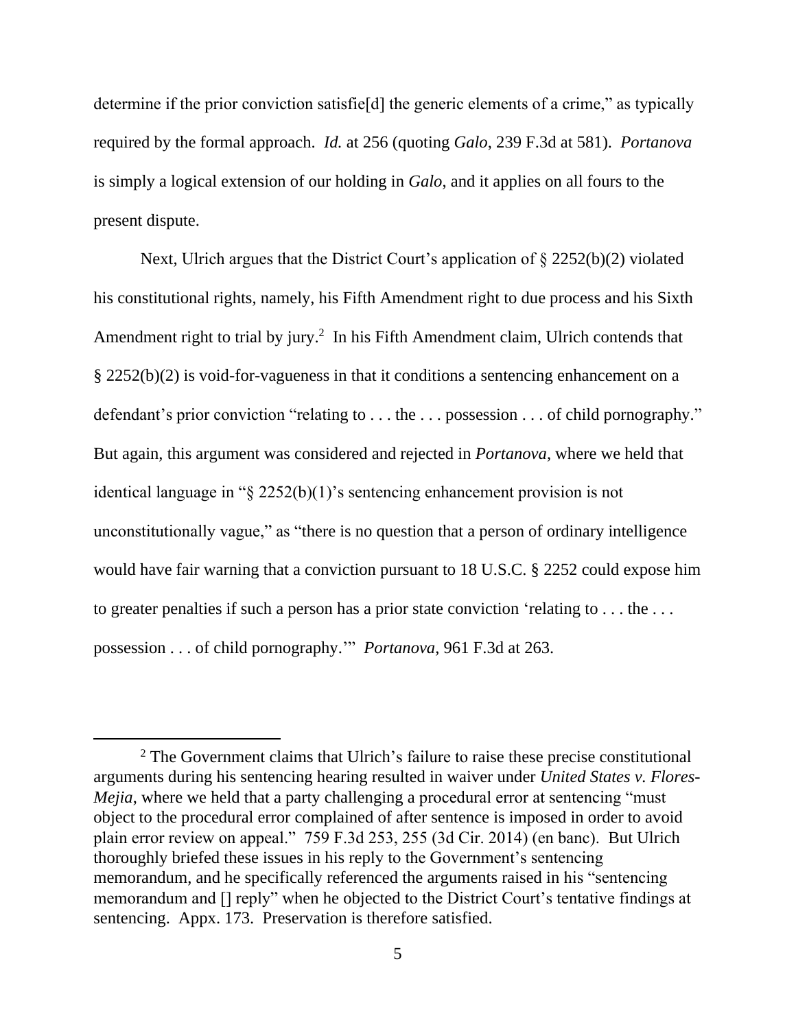determine if the prior conviction satisfie[d] the generic elements of a crime," as typically required by the formal approach. *Id.* at 256 (quoting *Galo*, 239 F.3d at 581). *Portanova* is simply a logical extension of our holding in *Galo*, and it applies on all fours to the present dispute.

Next, Ulrich argues that the District Court's application of § 2252(b)(2) violated his constitutional rights, namely, his Fifth Amendment right to due process and his Sixth Amendment right to trial by jury.[2] In his Fifth Amendment claim, Ulrich contends that § 2252(b)(2) is void-for-vagueness in that it conditions a sentencing enhancement on a defendant's prior conviction "relating to . . . the . . . possession . . . of child pornography." But again, this argument was considered and rejected in *Portanova*, where we held that identical language in "§ 2252(b)(1)'s sentencing enhancement provision is not unconstitutionally vague," as "there is no question that a person of ordinary intelligence would have fair warning that a conviction pursuant to 18 U.S.C. § 2252 could expose him to greater penalties if such a person has a prior state conviction 'relating to . . . the . . . possession . . . of child pornography.'" *Portanova*, 961 F.3d at 263.

[2] The Government claims that Ulrich's failure to raise these precise constitutional arguments during his sentencing hearing resulted in waiver under *United States v. Flores-Mejia*, where we held that a party challenging a procedural error at sentencing "must object to the procedural error complained of after sentence is imposed in order to avoid plain error review on appeal." 759 F.3d 253, 255 (3d Cir. 2014) (en banc). But Ulrich thoroughly briefed these issues in his reply to the Government's sentencing memorandum, and he specifically referenced the arguments raised in his "sentencing memorandum and [] reply" when he objected to the District Court's tentative findings at sentencing. Appx. 173. Preservation is therefore satisfied.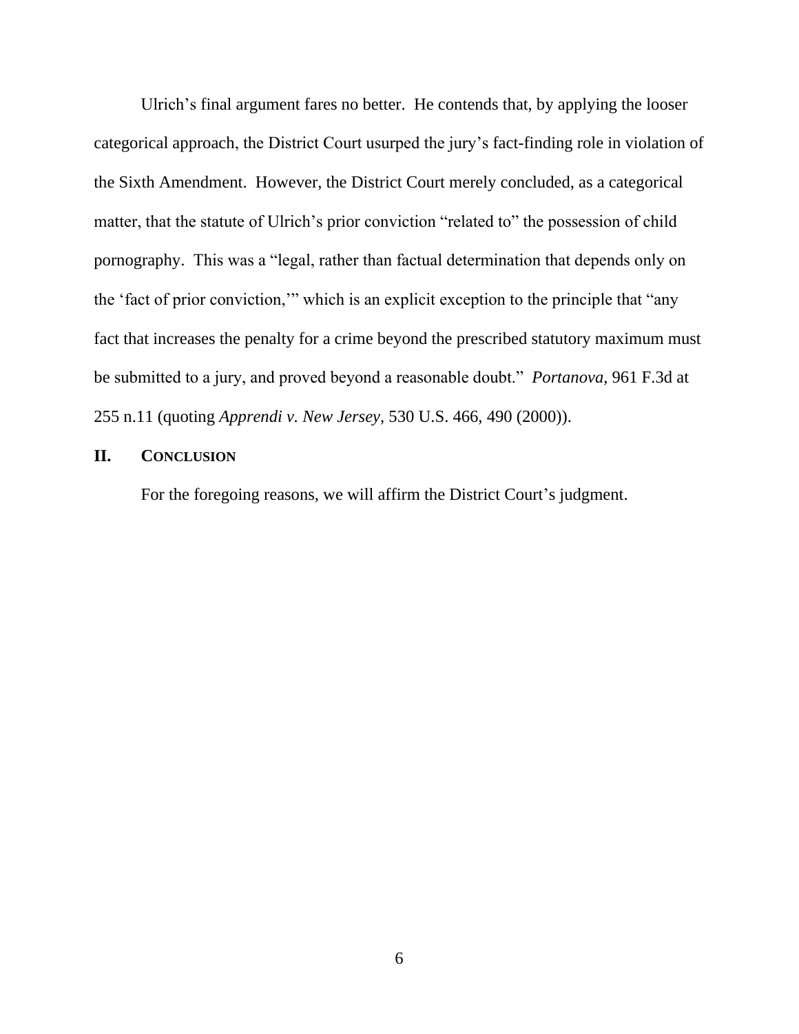Ulrich's final argument fares no better. He contends that, by applying the looser categorical approach, the District Court usurped the jury's fact-finding role in violation of the Sixth Amendment. However, the District Court merely concluded, as a categorical matter, that the statute of Ulrich's prior conviction "related to" the possession of child pornography. This was a "legal, rather than factual determination that depends only on the 'fact of prior conviction,'" which is an explicit exception to the principle that "any fact that increases the penalty for a crime beyond the prescribed statutory maximum must be submitted to a jury, and proved beyond a reasonable doubt." *Portanova*, 961 F.3d at 255 n.11 (quoting *Apprendi v. New Jersey*, 530 U.S. 466, 490 (2000)).

## II. CONCLUSION

For the foregoing reasons, we will affirm the District Court's judgment.